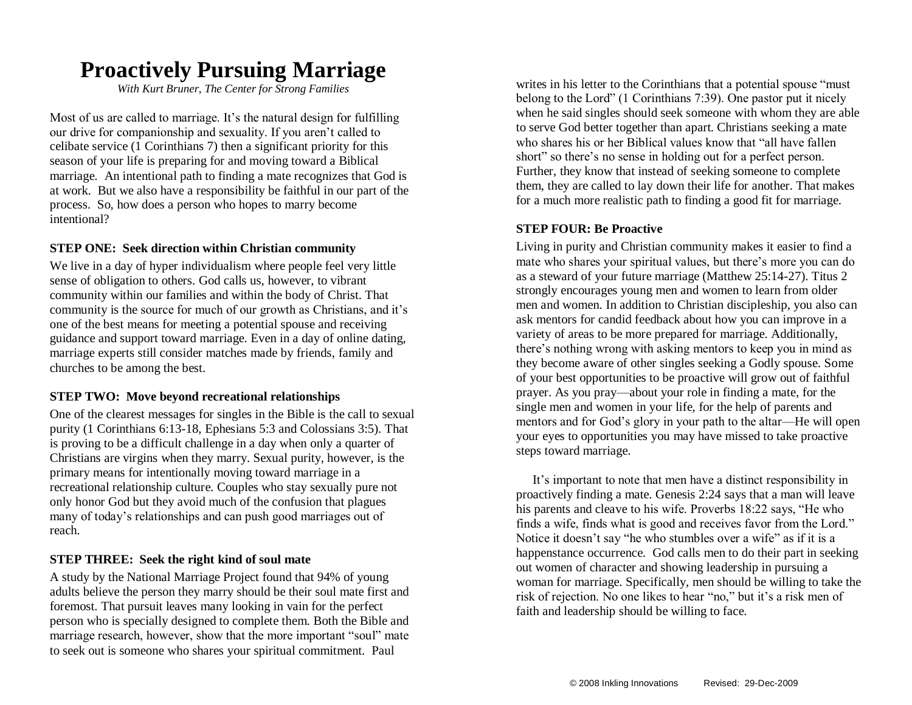# Proactively Pursuing Marriage

*With Kurt Bruner, The Center for Strong Families*

Most of us are called to marriage. It's the natural design for fulfilling our drive for companionship and sexuality. If you aren't called to celibate service (1 Corinthians 7) then a significant priority for this season of your life is preparing for and moving toward a Biblical marriage. An intentional path to finding a mate recognizes that God is at work. But we also have a responsibility be faithful in our part of the process. So, how does a person who hopes to marry become intentional?

**STEP ONE: Seek direction within Christian community**

We live in a day of hyper individualism where people feel very little sense of obligation to others. God calls us, however, to vibrant community within our families and within the body of Christ. That community is the source for much of our growth as Christians, and it's one of the best means for meeting a potential spouse and receiving guidance and support toward marriage. Even in a day of online dating, marriage experts still consider matches made by friends, family and churches to be among the best.

**STEP TWO: Move beyond recreational relationships**

One of the clearest messages for singles in the Bible is the call to sexual purity (1 Corinthians 6:13-18, Ephesians 5:3 and Colossians 3:5). That is proving to be a difficult challenge in a day when only a quarter of Christians are virgins when they marry. Sexual purity, however, is the primary means for intentionally moving toward marriage in a recreational relationship culture. Couples who stay sexually pure not only honor God but they avoid much of the confusion that plagues many of today's relationships and can push good marriages out of reach.

**STEP THREE: Seek the right kind of soul mate**

A study by the National Marriage Project found that 94% of young adults believe the person they marry should be their soul mate first and foremost. That pursuit leaves many looking in vain for the perfect person who is specially designed to complete them. Both the Bible and marriage research, however, show that the more important "soul" mate to seek out is someone who shares your spiritual commitment. Paul writes in his letter to the Corinthians that a potential spouse "must belong to the Lord" (1 Corinthians 7:39). One pastor put it nicely when he said singles should seek someone with whom they are able to serve God better together than apart. Christians seeking a mate who shares his or her Biblical values know that "all have fallen short" so there's no sense in holding out for a perfect person. Further, they know that instead of seeking someone to complete them, they are called to lay down their life for another. That makes for a much more realistic path to finding a good fit for marriage.

**STEP FOUR: Be Proactive**

Living in purity and Christian community makes it easier to find a mate who shares your spiritual values, but there's more you can do as a steward of your future marriage (Matthew 25:14-27). Titus 2 strongly encourages young men and women to learn from older men and women. In addition to Christian discipleship, you also can ask mentors for candid feedback about how you can improve in a variety of areas to be more prepared for marriage. Additionally, there's nothing wrong with asking mentors to keep you in mind as they become aware of other singles seeking a Godly spouse. Some of your best opportunities to be proactive will grow out of faithful prayer. As you pray—about your role in finding a mate, for the single men and women in your life, for the help of parents and mentors and for God's glory in your path to the altar—He will open your eyes to opportunities you may have missed to take proactive steps toward marriage.

It's important to note that men have a distinct responsibility in proactively finding a mate. Genesis 2:24 says that a man will leave his parents and cleave to his wife. Proverbs 18:22 says, "He who finds a wife, finds what is good and receives favor from the Lord." Notice it doesn't say "he who stumbles over a wife" as if it is a happenstance occurrence. God calls men to do their part in seeking out women of character and showing leadership in pursuing a woman for marriage. Specifically, men should be willing to take the risk of rejection. No one likes to hear "no," but it's a risk men of faith and leadership should be willing to face.

© 2008 Inkling Innovations Revised: 29-Dec-2009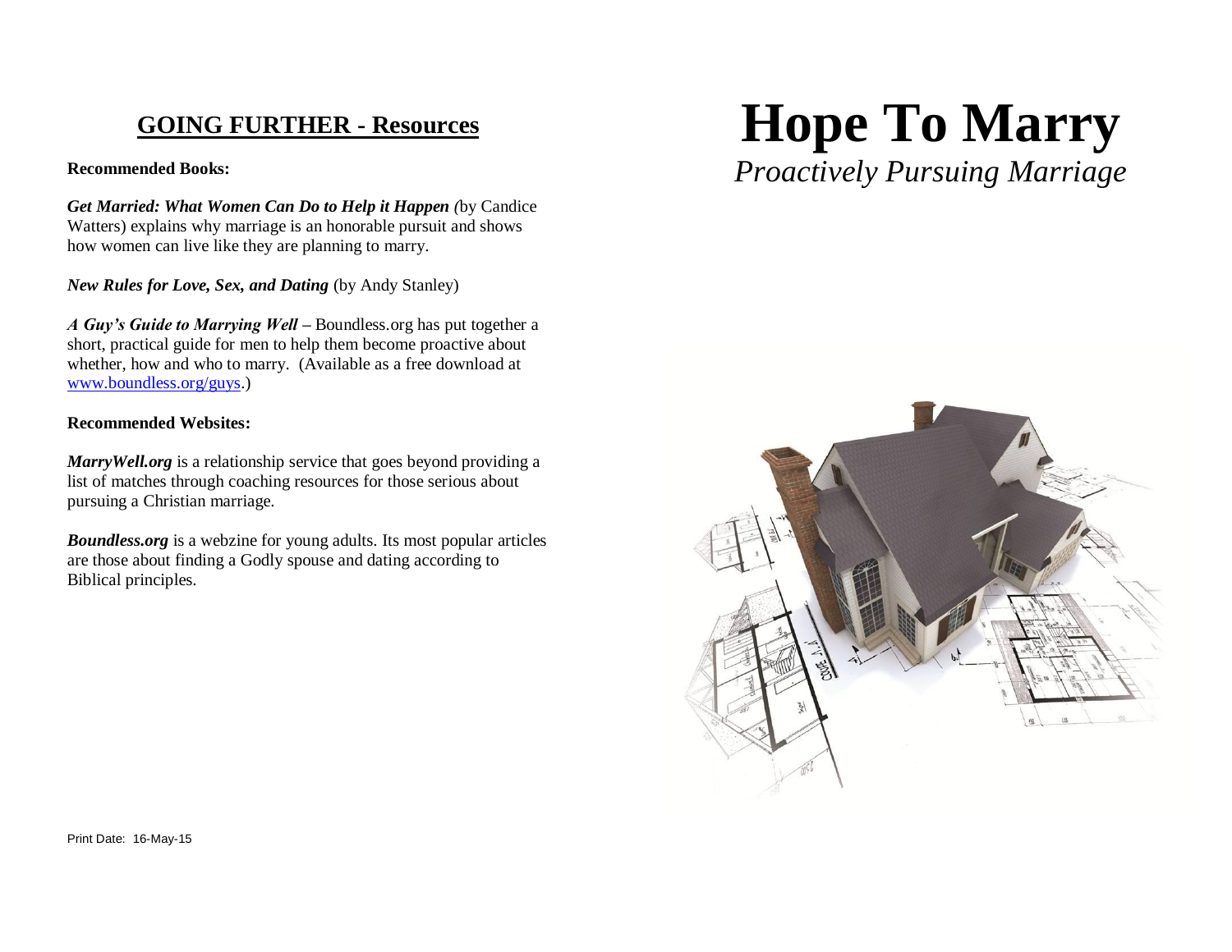## GOING FURTHER - Resources

**Recommended Books:**

***Get Married: What Women Can Do to Help it Happen*** (by Candice Watters) explains why marriage is an honorable pursuit and shows how women can live like they are planning to marry.

***New Rules for Love, Sex, and Dating*** (by Andy Stanley)

***A Guy's Guide to Marrying Well*** – Boundless.org has put together a short, practical guide for men to help them become proactive about whether, how and who to marry. (Available as a free download at [www.boundless.org/guys](www.boundless.org/guys).)

**Recommended Websites:**

***MarryWell.org*** is a relationship service that goes beyond providing a list of matches through coaching resources for those serious about pursuing a Christian marriage.

***Boundless.org*** is a webzine for young adults. Its most popular articles are those about finding a Godly spouse and dating according to Biblical principles.

Print Date: 16-May-15

# Hope To Marry

*Proactively Pursuing Marriage*